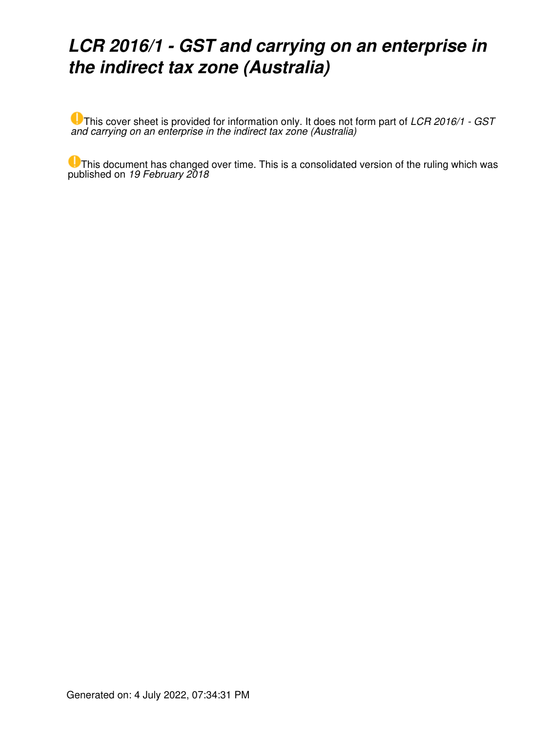# *LCR 2016/1 - GST and carrying on an enterprise in the indirect tax zone (Australia)*

This cover sheet is provided for information only. It does not form part of *LCR 2016/1 - GST and carrying on an enterprise in the indirect tax zone (Australia)*

This document has changed over time. This is a consolidated version of the ruling which was published on *19 February 2018*

Generated on: 4 July 2022, 07:34:31 PM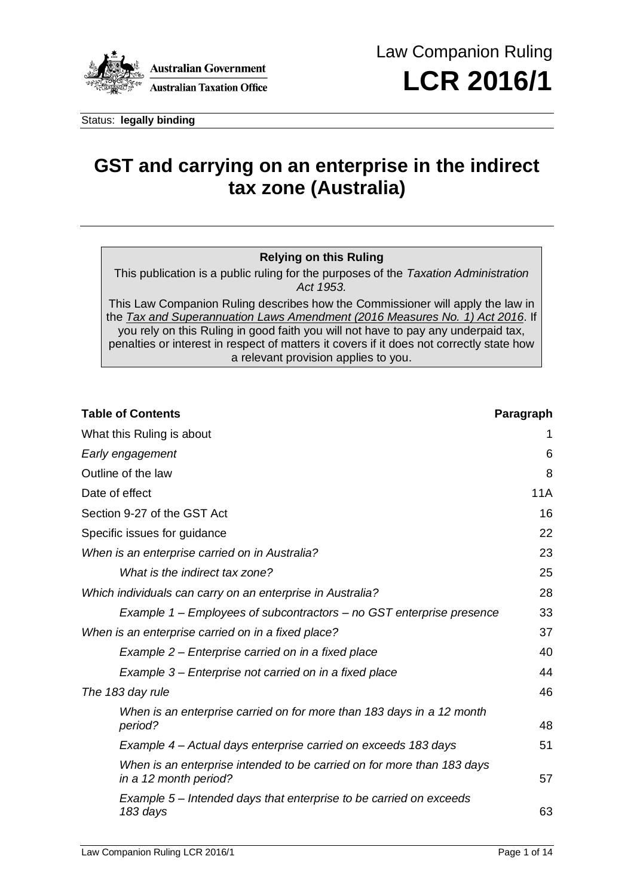Law Companion Ruling

# LCR 2016/1

Status: **legally binding**

# GST and carrying on an enterprise in the indirect tax zone (Australia)

**Relying on this Ruling**

This publication is a public ruling for the purposes of the *Taxation Administration Act 1953.*

This Law Companion Ruling describes how the Commissioner will apply the law in the *Tax and Superannuation Laws Amendment (2016 Measures No. 1) Act 2016*. If you rely on this Ruling in good faith you will not have to pay any underpaid tax, penalties or interest in respect of matters it covers if it does not correctly state how a relevant provision applies to you.

| **Table of Contents** | **Paragraph** |
|---|---|
| What this Ruling is about | 1 |
| *Early engagement* | 6 |
| Outline of the law | 8 |
| Date of effect | 11A |
| Section 9-27 of the GST Act | 16 |
| Specific issues for guidance | 22 |
| *When is an enterprise carried on in Australia?* | 23 |
| *What is the indirect tax zone?* | 25 |
| *Which individuals can carry on an enterprise in Australia?* | 28 |
| *Example 1 – Employees of subcontractors – no GST enterprise presence* | 33 |
| *When is an enterprise carried on in a fixed place?* | 37 |
| *Example 2 – Enterprise carried on in a fixed place* | 40 |
| *Example 3 – Enterprise not carried on in a fixed place* | 44 |
| *The 183 day rule* | 46 |
| *When is an enterprise carried on for more than 183 days in a 12 month period?* | 48 |
| *Example 4 – Actual days enterprise carried on exceeds 183 days* | 51 |
| *When is an enterprise intended to be carried on for more than 183 days in a 12 month period?* | 57 |
| *Example 5 – Intended days that enterprise to be carried on exceeds 183 days* | 63 |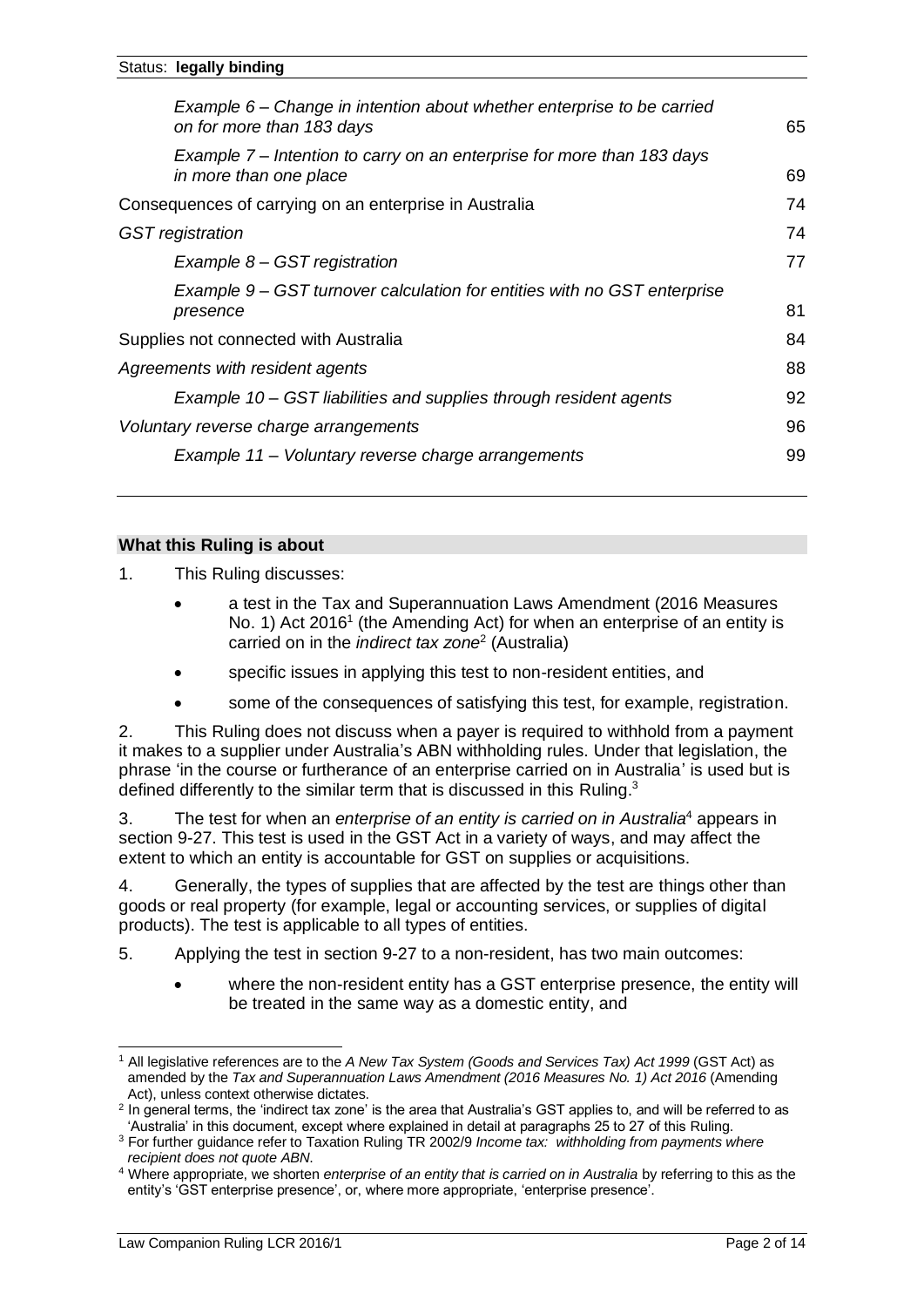| | |
|---|---|
| *Example 6 – Change in intention about whether enterprise to be carried on for more than 183 days* | 65 |
| *Example 7 – Intention to carry on an enterprise for more than 183 days in more than one place* | 69 |
| Consequences of carrying on an enterprise in Australia | 74 |
| *GST registration* | 74 |
| *Example 8 – GST registration* | 77 |
| *Example 9 – GST turnover calculation for entities with no GST enterprise presence* | 81 |
| Supplies not connected with Australia | 84 |
| *Agreements with resident agents* | 88 |
| *Example 10 – GST liabilities and supplies through resident agents* | 92 |
| *Voluntary reverse charge arrangements* | 96 |
| *Example 11 – Voluntary reverse charge arrangements* | 99 |

## What this Ruling is about

1. This Ruling discusses:

- a test in the Tax and Superannuation Laws Amendment (2016 Measures No. 1) Act 2016[1] (the Amending Act) for when an enterprise of an entity is carried on in the *indirect tax zone*[2] (Australia)
- specific issues in applying this test to non-resident entities, and
- some of the consequences of satisfying this test, for example, registration.

2. This Ruling does not discuss when a payer is required to withhold from a payment it makes to a supplier under Australia's ABN withholding rules. Under that legislation, the phrase 'in the course or furtherance of an enterprise carried on in Australia' is used but is defined differently to the similar term that is discussed in this Ruling.[3]

3. The test for when an *enterprise of an entity is carried on in Australia*[4] appears in section 9-27. This test is used in the GST Act in a variety of ways, and may affect the extent to which an entity is accountable for GST on supplies or acquisitions.

4. Generally, the types of supplies that are affected by the test are things other than goods or real property (for example, legal or accounting services, or supplies of digital products). The test is applicable to all types of entities.

5. Applying the test in section 9-27 to a non-resident, has two main outcomes:

- where the non-resident entity has a GST enterprise presence, the entity will be treated in the same way as a domestic entity, and

---

[1] All legislative references are to the *A New Tax System (Goods and Services Tax) Act 1999* (GST Act) as amended by the *Tax and Superannuation Laws Amendment (2016 Measures No. 1) Act 2016* (Amending Act), unless context otherwise dictates.

[2] In general terms, the 'indirect tax zone' is the area that Australia's GST applies to, and will be referred to as 'Australia' in this document, except where explained in detail at paragraphs 25 to 27 of this Ruling.

[3] For further guidance refer to Taxation Ruling TR 2002/9 *Income tax: withholding from payments where recipient does not quote ABN*.

[4] Where appropriate, we shorten *enterprise of an entity that is carried on in Australia* by referring to this as the entity's 'GST enterprise presence', or, where more appropriate, 'enterprise presence'.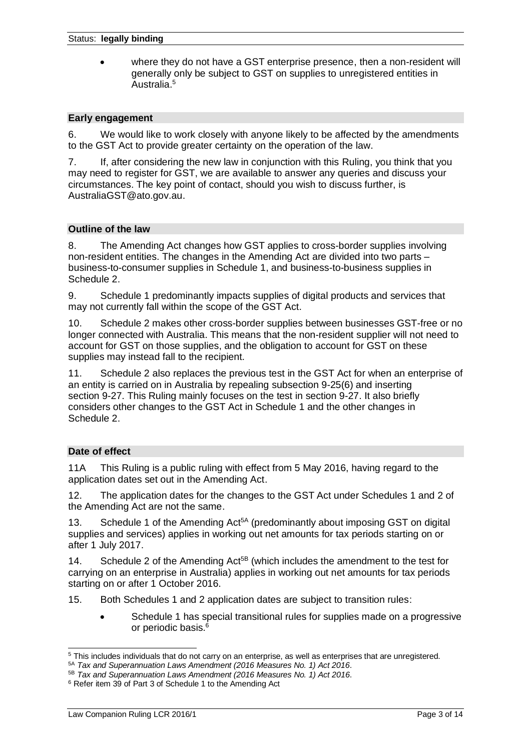- where they do not have a GST enterprise presence, then a non-resident will generally only be subject to GST on supplies to unregistered entities in Australia.[5]

## Early engagement

6. We would like to work closely with anyone likely to be affected by the amendments to the GST Act to provide greater certainty on the operation of the law.

7. If, after considering the new law in conjunction with this Ruling, you think that you may need to register for GST, we are available to answer any queries and discuss your circumstances. The key point of contact, should you wish to discuss further, is AustraliaGST@ato.gov.au.

## Outline of the law

8. The Amending Act changes how GST applies to cross-border supplies involving non-resident entities. The changes in the Amending Act are divided into two parts – business-to-consumer supplies in Schedule 1, and business-to-business supplies in Schedule 2.

9. Schedule 1 predominantly impacts supplies of digital products and services that may not currently fall within the scope of the GST Act.

10. Schedule 2 makes other cross-border supplies between businesses GST-free or no longer connected with Australia. This means that the non-resident supplier will not need to account for GST on those supplies, and the obligation to account for GST on these supplies may instead fall to the recipient.

11. Schedule 2 also replaces the previous test in the GST Act for when an enterprise of an entity is carried on in Australia by repealing subsection 9-25(6) and inserting section 9-27. This Ruling mainly focuses on the test in section 9-27. It also briefly considers other changes to the GST Act in Schedule 1 and the other changes in Schedule 2.

## Date of effect

11A This Ruling is a public ruling with effect from 5 May 2016, having regard to the application dates set out in the Amending Act.

12. The application dates for the changes to the GST Act under Schedules 1 and 2 of the Amending Act are not the same.

13. Schedule 1 of the Amending Act[5A] (predominantly about imposing GST on digital supplies and services) applies in working out net amounts for tax periods starting on or after 1 July 2017.

14. Schedule 2 of the Amending Act[5B] (which includes the amendment to the test for carrying on an enterprise in Australia) applies in working out net amounts for tax periods starting on or after 1 October 2016.

15. Both Schedules 1 and 2 application dates are subject to transition rules:

- Schedule 1 has special transitional rules for supplies made on a progressive or periodic basis.[6]

---

[5] This includes individuals that do not carry on an enterprise, as well as enterprises that are unregistered.

[5A] *Tax and Superannuation Laws Amendment (2016 Measures No. 1) Act 2016*.

[5B] *Tax and Superannuation Laws Amendment (2016 Measures No. 1) Act 2016*.

[6] Refer item 39 of Part 3 of Schedule 1 to the Amending Act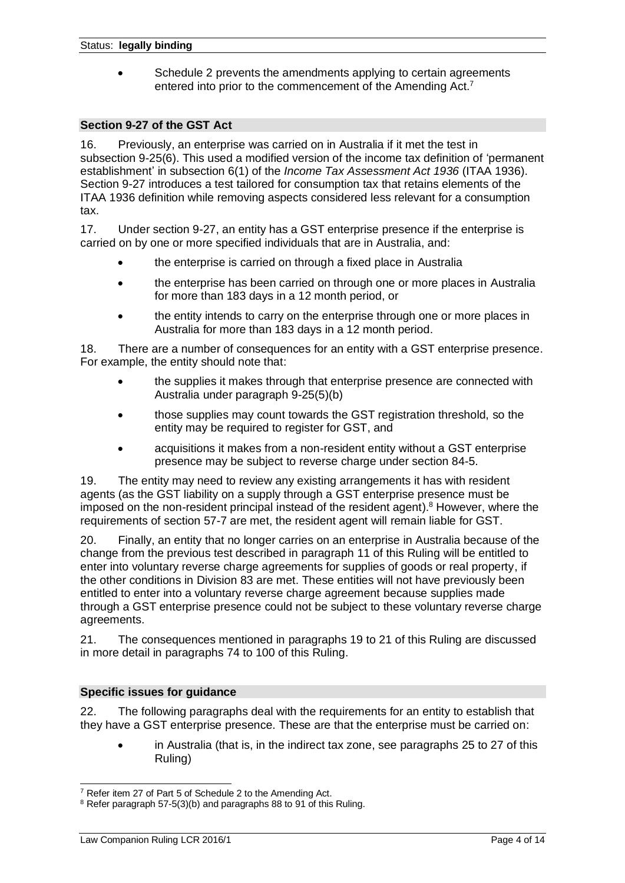- Schedule 2 prevents the amendments applying to certain agreements entered into prior to the commencement of the Amending Act.[7]

### Section 9-27 of the GST Act

16. Previously, an enterprise was carried on in Australia if it met the test in subsection 9-25(6). This used a modified version of the income tax definition of 'permanent establishment' in subsection 6(1) of the *Income Tax Assessment Act 1936* (ITAA 1936). Section 9-27 introduces a test tailored for consumption tax that retains elements of the ITAA 1936 definition while removing aspects considered less relevant for a consumption tax.

17. Under section 9-27, an entity has a GST enterprise presence if the enterprise is carried on by one or more specified individuals that are in Australia, and:

- the enterprise is carried on through a fixed place in Australia
- the enterprise has been carried on through one or more places in Australia for more than 183 days in a 12 month period, or
- the entity intends to carry on the enterprise through one or more places in Australia for more than 183 days in a 12 month period.

18. There are a number of consequences for an entity with a GST enterprise presence. For example, the entity should note that:

- the supplies it makes through that enterprise presence are connected with Australia under paragraph 9-25(5)(b)
- those supplies may count towards the GST registration threshold, so the entity may be required to register for GST, and
- acquisitions it makes from a non-resident entity without a GST enterprise presence may be subject to reverse charge under section 84-5.

19. The entity may need to review any existing arrangements it has with resident agents (as the GST liability on a supply through a GST enterprise presence must be imposed on the non-resident principal instead of the resident agent).[8] However, where the requirements of section 57-7 are met, the resident agent will remain liable for GST.

20. Finally, an entity that no longer carries on an enterprise in Australia because of the change from the previous test described in paragraph 11 of this Ruling will be entitled to enter into voluntary reverse charge agreements for supplies of goods or real property, if the other conditions in Division 83 are met. These entities will not have previously been entitled to enter into a voluntary reverse charge agreement because supplies made through a GST enterprise presence could not be subject to these voluntary reverse charge agreements.

21. The consequences mentioned in paragraphs 19 to 21 of this Ruling are discussed in more detail in paragraphs 74 to 100 of this Ruling.

### Specific issues for guidance

22. The following paragraphs deal with the requirements for an entity to establish that they have a GST enterprise presence. These are that the enterprise must be carried on:

- in Australia (that is, in the indirect tax zone, see paragraphs 25 to 27 of this Ruling)

---

[7] Refer item 27 of Part 5 of Schedule 2 to the Amending Act.

[8] Refer paragraph 57-5(3)(b) and paragraphs 88 to 91 of this Ruling.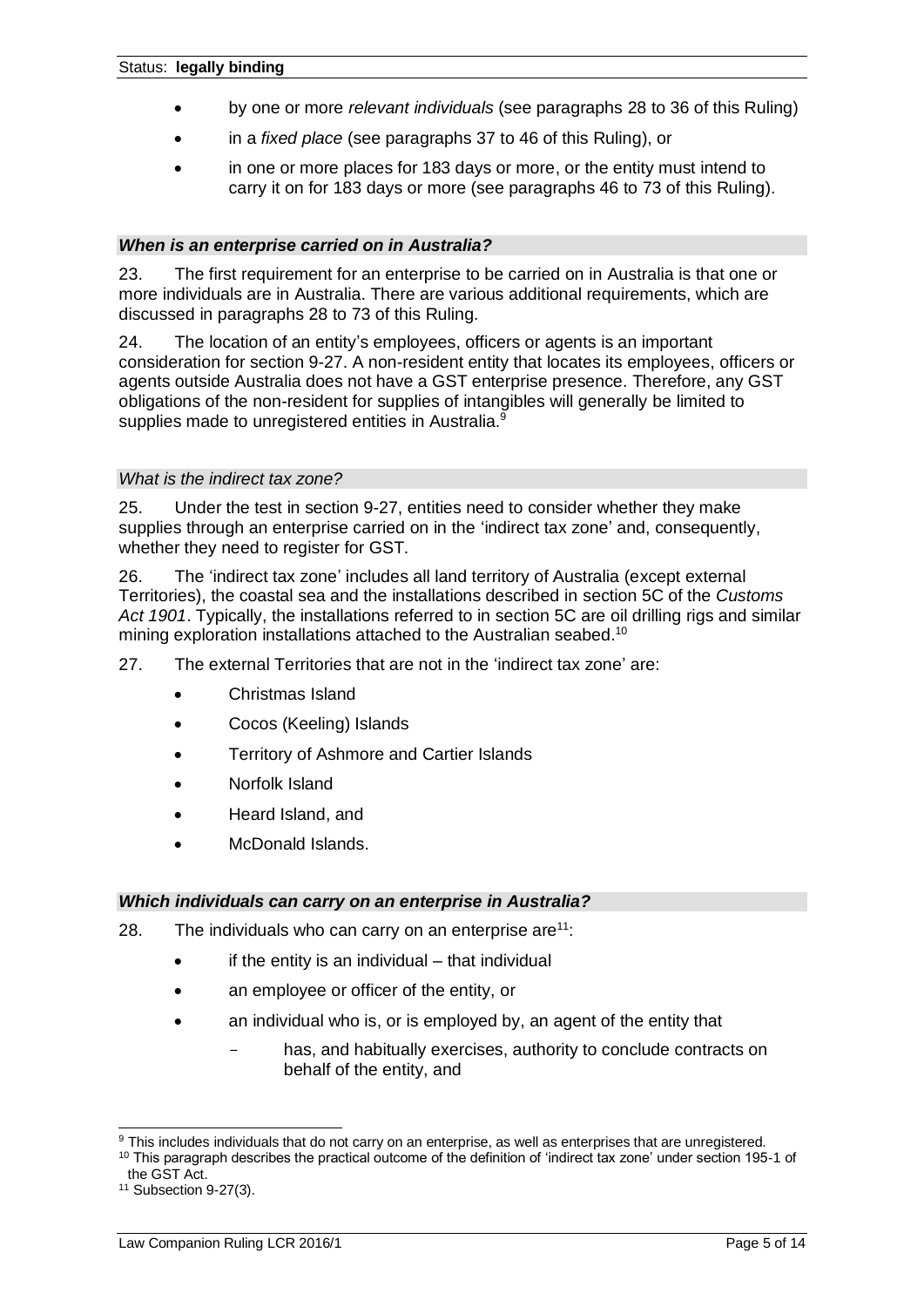- by one or more *relevant individuals* (see paragraphs 28 to 36 of this Ruling)
- in a *fixed place* (see paragraphs 37 to 46 of this Ruling), or
- in one or more places for 183 days or more, or the entity must intend to carry it on for 183 days or more (see paragraphs 46 to 73 of this Ruling).

### *When is an enterprise carried on in Australia?*

23. The first requirement for an enterprise to be carried on in Australia is that one or more individuals are in Australia. There are various additional requirements, which are discussed in paragraphs 28 to 73 of this Ruling.

24. The location of an entity's employees, officers or agents is an important consideration for section 9-27. A non-resident entity that locates its employees, officers or agents outside Australia does not have a GST enterprise presence. Therefore, any GST obligations of the non-resident for supplies of intangibles will generally be limited to supplies made to unregistered entities in Australia.[9]

#### *What is the indirect tax zone?*

25. Under the test in section 9-27, entities need to consider whether they make supplies through an enterprise carried on in the 'indirect tax zone' and, consequently, whether they need to register for GST.

26. The 'indirect tax zone' includes all land territory of Australia (except external Territories), the coastal sea and the installations described in section 5C of the *Customs Act 1901*. Typically, the installations referred to in section 5C are oil drilling rigs and similar mining exploration installations attached to the Australian seabed.[10]

27. The external Territories that are not in the 'indirect tax zone' are:

- Christmas Island
- Cocos (Keeling) Islands
- Territory of Ashmore and Cartier Islands
- Norfolk Island
- Heard Island, and
- McDonald Islands.

### *Which individuals can carry on an enterprise in Australia?*

28. The individuals who can carry on an enterprise are[11]:

- if the entity is an individual – that individual
- an employee or officer of the entity, or
- an individual who is, or is employed by, an agent of the entity that
  - has, and habitually exercises, authority to conclude contracts on behalf of the entity, and

---

[9] This includes individuals that do not carry on an enterprise, as well as enterprises that are unregistered.

[10] This paragraph describes the practical outcome of the definition of 'indirect tax zone' under section 195-1 of the GST Act.

[11] Subsection 9-27(3).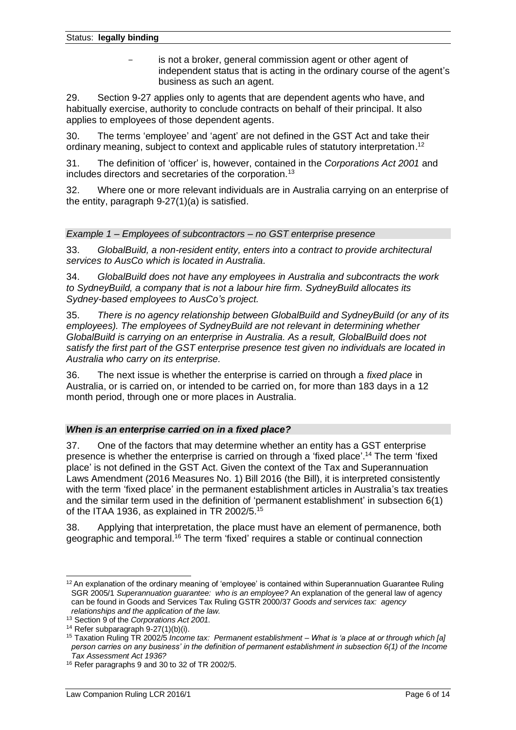- is not a broker, general commission agent or other agent of independent status that is acting in the ordinary course of the agent's business as such an agent.

29. Section 9-27 applies only to agents that are dependent agents who have, and habitually exercise, authority to conclude contracts on behalf of their principal. It also applies to employees of those dependent agents.

30. The terms 'employee' and 'agent' are not defined in the GST Act and take their ordinary meaning, subject to context and applicable rules of statutory interpretation.[12]

31. The definition of 'officer' is, however, contained in the *Corporations Act 2001* and includes directors and secretaries of the corporation.[13]

32. Where one or more relevant individuals are in Australia carrying on an enterprise of the entity, paragraph 9-27(1)(a) is satisfied.

*Example 1 – Employees of subcontractors – no GST enterprise presence*

33. *GlobalBuild, a non-resident entity, enters into a contract to provide architectural services to AusCo which is located in Australia.*

34. *GlobalBuild does not have any employees in Australia and subcontracts the work to SydneyBuild, a company that is not a labour hire firm. SydneyBuild allocates its Sydney-based employees to AusCo's project.*

35. *There is no agency relationship between GlobalBuild and SydneyBuild (or any of its employees). The employees of SydneyBuild are not relevant in determining whether GlobalBuild is carrying on an enterprise in Australia. As a result, GlobalBuild does not satisfy the first part of the GST enterprise presence test given no individuals are located in Australia who carry on its enterprise.*

36. The next issue is whether the enterprise is carried on through a *fixed place* in Australia, or is carried on, or intended to be carried on, for more than 183 days in a 12 month period, through one or more places in Australia.

### *When is an enterprise carried on in a fixed place?*

37. One of the factors that may determine whether an entity has a GST enterprise presence is whether the enterprise is carried on through a 'fixed place'.[14] The term 'fixed place' is not defined in the GST Act. Given the context of the Tax and Superannuation Laws Amendment (2016 Measures No. 1) Bill 2016 (the Bill), it is interpreted consistently with the term 'fixed place' in the permanent establishment articles in Australia's tax treaties and the similar term used in the definition of 'permanent establishment' in subsection 6(1) of the ITAA 1936, as explained in TR 2002/5.[15]

38. Applying that interpretation, the place must have an element of permanence, both geographic and temporal.[16] The term 'fixed' requires a stable or continual connection

---

[12] An explanation of the ordinary meaning of 'employee' is contained within Superannuation Guarantee Ruling SGR 2005/1 *Superannuation guarantee: who is an employee?* An explanation of the general law of agency can be found in Goods and Services Tax Ruling GSTR 2000/37 *Goods and services tax: agency relationships and the application of the law.*

[13] Section 9 of the *Corporations Act 2001.*

[14] Refer subparagraph 9-27(1)(b)(i).

[15] Taxation Ruling TR 2002/5 *Income tax: Permanent establishment – What is 'a place at or through which [a] person carries on any business' in the definition of permanent establishment in subsection 6(1) of the Income Tax Assessment Act 1936?*

[16] Refer paragraphs 9 and 30 to 32 of TR 2002/5.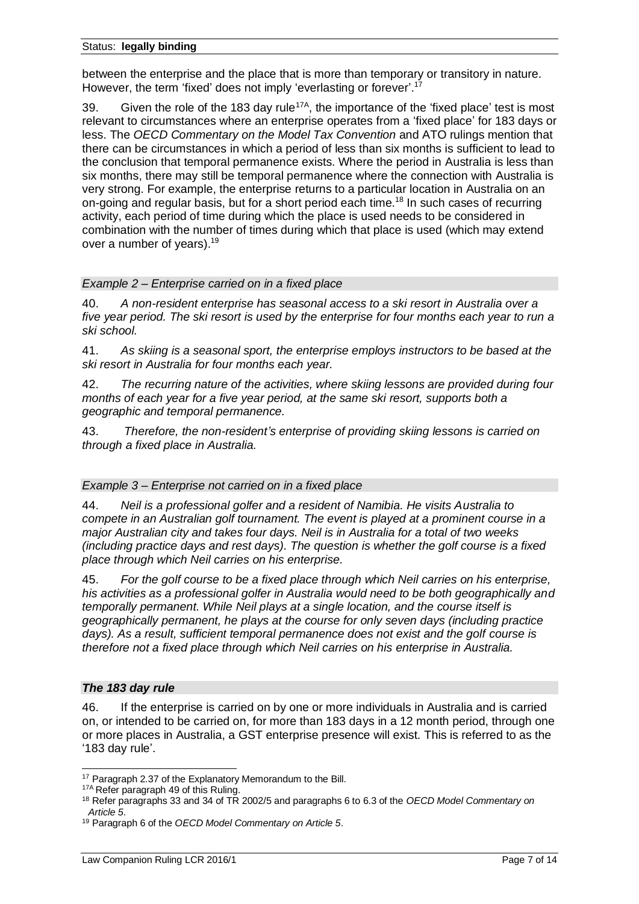between the enterprise and the place that is more than temporary or transitory in nature. However, the term 'fixed' does not imply 'everlasting or forever'.[17]

39. Given the role of the 183 day rule[17A], the importance of the 'fixed place' test is most relevant to circumstances where an enterprise operates from a 'fixed place' for 183 days or less. The *OECD Commentary on the Model Tax Convention* and ATO rulings mention that there can be circumstances in which a period of less than six months is sufficient to lead to the conclusion that temporal permanence exists. Where the period in Australia is less than six months, there may still be temporal permanence where the connection with Australia is very strong. For example, the enterprise returns to a particular location in Australia on an on-going and regular basis, but for a short period each time.[18] In such cases of recurring activity, each period of time during which the place is used needs to be considered in combination with the number of times during which that place is used (which may extend over a number of years).[19]

*Example 2 – Enterprise carried on in a fixed place*

40. *A non-resident enterprise has seasonal access to a ski resort in Australia over a five year period. The ski resort is used by the enterprise for four months each year to run a ski school.*

41. *As skiing is a seasonal sport, the enterprise employs instructors to be based at the ski resort in Australia for four months each year.*

42. *The recurring nature of the activities, where skiing lessons are provided during four months of each year for a five year period, at the same ski resort, supports both a geographic and temporal permanence.*

43. *Therefore, the non-resident's enterprise of providing skiing lessons is carried on through a fixed place in Australia.*

*Example 3 – Enterprise not carried on in a fixed place*

44. *Neil is a professional golfer and a resident of Namibia. He visits Australia to compete in an Australian golf tournament. The event is played at a prominent course in a major Australian city and takes four days. Neil is in Australia for a total of two weeks (including practice days and rest days). The question is whether the golf course is a fixed place through which Neil carries on his enterprise.*

45. *For the golf course to be a fixed place through which Neil carries on his enterprise, his activities as a professional golfer in Australia would need to be both geographically and temporally permanent. While Neil plays at a single location, and the course itself is geographically permanent, he plays at the course for only seven days (including practice days). As a result, sufficient temporal permanence does not exist and the golf course is therefore not a fixed place through which Neil carries on his enterprise in Australia.*

***The 183 day rule***

46. If the enterprise is carried on by one or more individuals in Australia and is carried on, or intended to be carried on, for more than 183 days in a 12 month period, through one or more places in Australia, a GST enterprise presence will exist. This is referred to as the '183 day rule'.

---

[17] Paragraph 2.37 of the Explanatory Memorandum to the Bill.

[17A] Refer paragraph 49 of this Ruling.

[18] Refer paragraphs 33 and 34 of TR 2002/5 and paragraphs 6 to 6.3 of the *OECD Model Commentary on Article 5*.

[19] Paragraph 6 of the *OECD Model Commentary on Article 5*.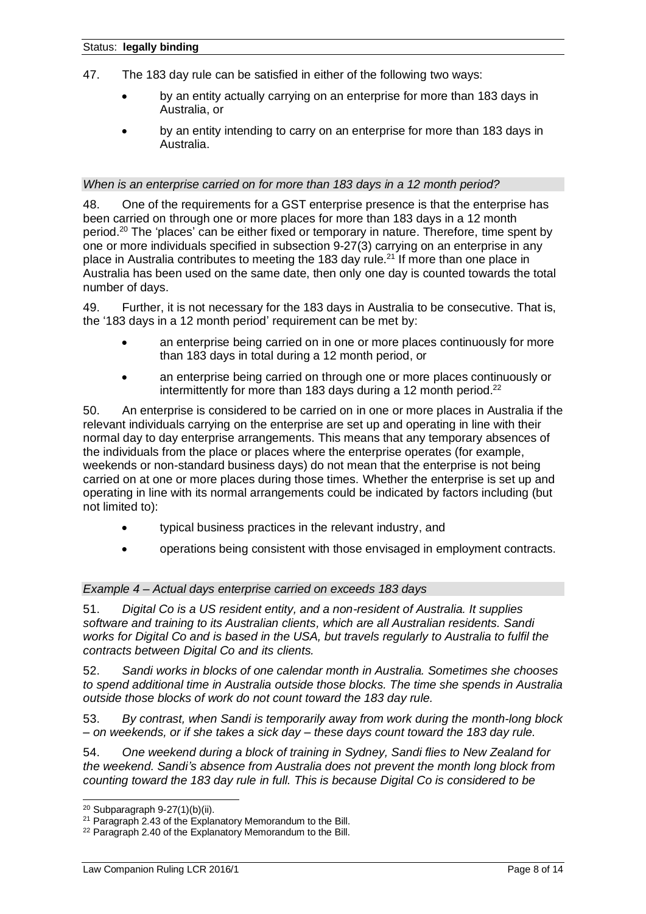47. The 183 day rule can be satisfied in either of the following two ways:

- by an entity actually carrying on an enterprise for more than 183 days in Australia, or
- by an entity intending to carry on an enterprise for more than 183 days in Australia.

### *When is an enterprise carried on for more than 183 days in a 12 month period?*

48. One of the requirements for a GST enterprise presence is that the enterprise has been carried on through one or more places for more than 183 days in a 12 month period.[20] The 'places' can be either fixed or temporary in nature. Therefore, time spent by one or more individuals specified in subsection 9-27(3) carrying on an enterprise in any place in Australia contributes to meeting the 183 day rule.[21] If more than one place in Australia has been used on the same date, then only one day is counted towards the total number of days.

49. Further, it is not necessary for the 183 days in Australia to be consecutive. That is, the '183 days in a 12 month period' requirement can be met by:

- an enterprise being carried on in one or more places continuously for more than 183 days in total during a 12 month period, or
- an enterprise being carried on through one or more places continuously or intermittently for more than 183 days during a 12 month period.[22]

50. An enterprise is considered to be carried on in one or more places in Australia if the relevant individuals carrying on the enterprise are set up and operating in line with their normal day to day enterprise arrangements. This means that any temporary absences of the individuals from the place or places where the enterprise operates (for example, weekends or non-standard business days) do not mean that the enterprise is not being carried on at one or more places during those times. Whether the enterprise is set up and operating in line with its normal arrangements could be indicated by factors including (but not limited to):

- typical business practices in the relevant industry, and
- operations being consistent with those envisaged in employment contracts.

### *Example 4 – Actual days enterprise carried on exceeds 183 days*

51. *Digital Co is a US resident entity, and a non-resident of Australia. It supplies software and training to its Australian clients, which are all Australian residents. Sandi works for Digital Co and is based in the USA, but travels regularly to Australia to fulfil the contracts between Digital Co and its clients.*

52. *Sandi works in blocks of one calendar month in Australia. Sometimes she chooses to spend additional time in Australia outside those blocks. The time she spends in Australia outside those blocks of work do not count toward the 183 day rule.*

53. *By contrast, when Sandi is temporarily away from work during the month-long block – on weekends, or if she takes a sick day – these days count toward the 183 day rule.*

54. *One weekend during a block of training in Sydney, Sandi flies to New Zealand for the weekend. Sandi's absence from Australia does not prevent the month long block from counting toward the 183 day rule in full. This is because Digital Co is considered to be*

---

[20] Subparagraph 9-27(1)(b)(ii).

[21] Paragraph 2.43 of the Explanatory Memorandum to the Bill.

[22] Paragraph 2.40 of the Explanatory Memorandum to the Bill.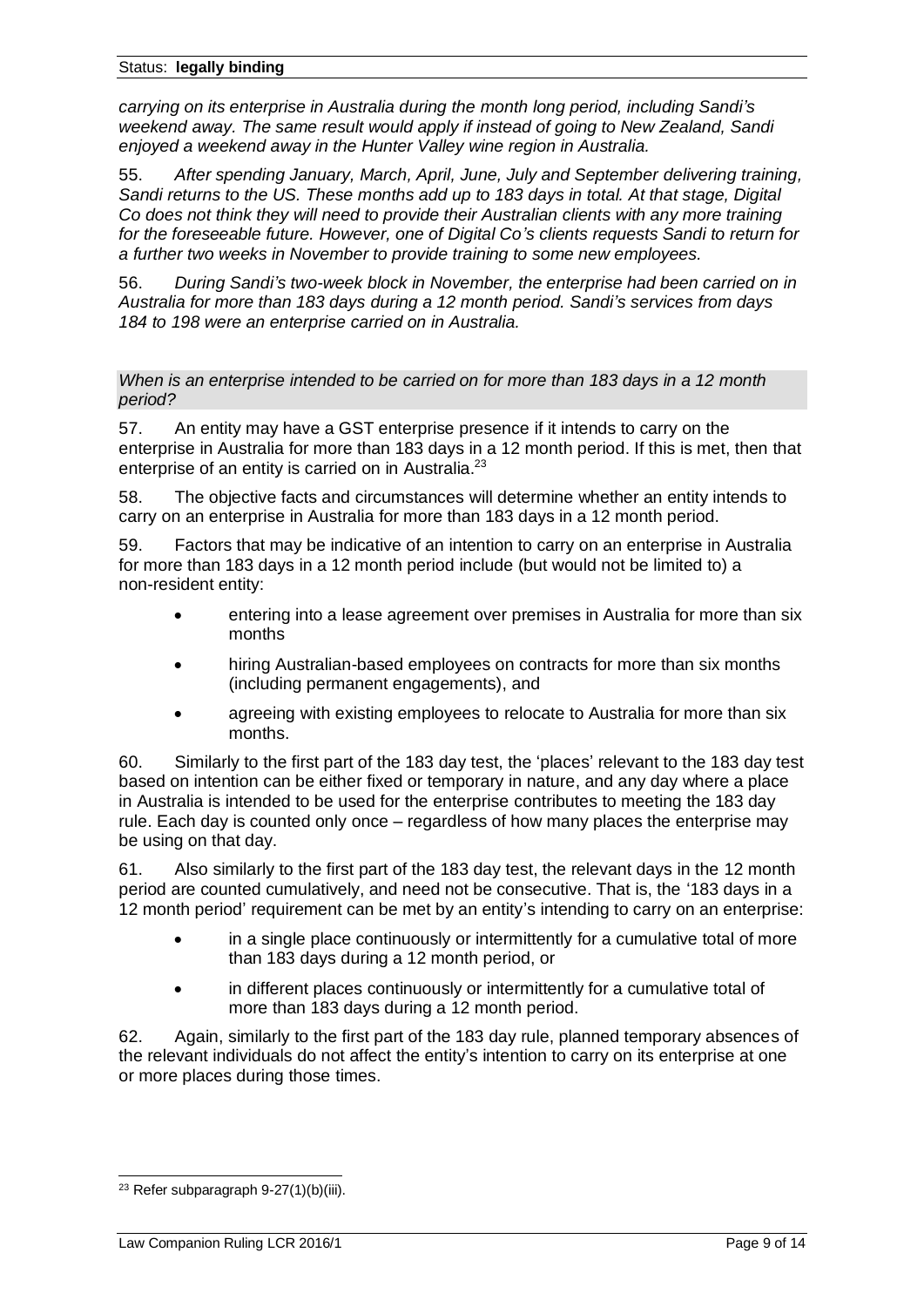*carrying on its enterprise in Australia during the month long period, including Sandi's weekend away. The same result would apply if instead of going to New Zealand, Sandi enjoyed a weekend away in the Hunter Valley wine region in Australia.*

55. *After spending January, March, April, June, July and September delivering training, Sandi returns to the US. These months add up to 183 days in total. At that stage, Digital Co does not think they will need to provide their Australian clients with any more training for the foreseeable future. However, one of Digital Co's clients requests Sandi to return for a further two weeks in November to provide training to some new employees.*

56. *During Sandi's two-week block in November, the enterprise had been carried on in Australia for more than 183 days during a 12 month period. Sandi's services from days 184 to 198 were an enterprise carried on in Australia.*

#### *When is an enterprise intended to be carried on for more than 183 days in a 12 month period?*

57. An entity may have a GST enterprise presence if it intends to carry on the enterprise in Australia for more than 183 days in a 12 month period. If this is met, then that enterprise of an entity is carried on in Australia.[23]

58. The objective facts and circumstances will determine whether an entity intends to carry on an enterprise in Australia for more than 183 days in a 12 month period.

59. Factors that may be indicative of an intention to carry on an enterprise in Australia for more than 183 days in a 12 month period include (but would not be limited to) a non-resident entity:

- entering into a lease agreement over premises in Australia for more than six months
- hiring Australian-based employees on contracts for more than six months (including permanent engagements), and
- agreeing with existing employees to relocate to Australia for more than six months.

60. Similarly to the first part of the 183 day test, the 'places' relevant to the 183 day test based on intention can be either fixed or temporary in nature, and any day where a place in Australia is intended to be used for the enterprise contributes to meeting the 183 day rule. Each day is counted only once – regardless of how many places the enterprise may be using on that day.

61. Also similarly to the first part of the 183 day test, the relevant days in the 12 month period are counted cumulatively, and need not be consecutive. That is, the '183 days in a 12 month period' requirement can be met by an entity's intending to carry on an enterprise:

- in a single place continuously or intermittently for a cumulative total of more than 183 days during a 12 month period, or
- in different places continuously or intermittently for a cumulative total of more than 183 days during a 12 month period.

62. Again, similarly to the first part of the 183 day rule, planned temporary absences of the relevant individuals do not affect the entity's intention to carry on its enterprise at one or more places during those times.

---

[23] Refer subparagraph 9-27(1)(b)(iii).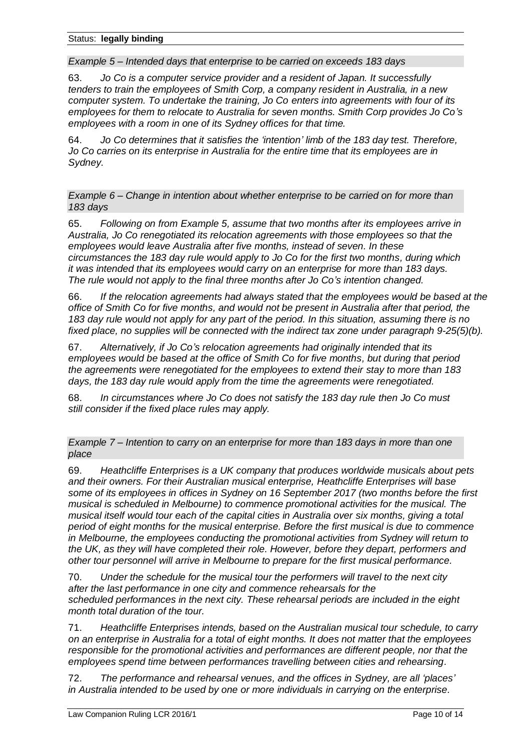*Example 5 – Intended days that enterprise to be carried on exceeds 183 days*

63. *Jo Co is a computer service provider and a resident of Japan. It successfully tenders to train the employees of Smith Corp, a company resident in Australia, in a new computer system. To undertake the training, Jo Co enters into agreements with four of its employees for them to relocate to Australia for seven months. Smith Corp provides Jo Co's employees with a room in one of its Sydney offices for that time.*

64. *Jo Co determines that it satisfies the 'intention' limb of the 183 day test. Therefore, Jo Co carries on its enterprise in Australia for the entire time that its employees are in Sydney.*

*Example 6 – Change in intention about whether enterprise to be carried on for more than 183 days*

65. *Following on from Example 5, assume that two months after its employees arrive in Australia, Jo Co renegotiated its relocation agreements with those employees so that the employees would leave Australia after five months, instead of seven. In these circumstances the 183 day rule would apply to Jo Co for the first two months, during which it was intended that its employees would carry on an enterprise for more than 183 days. The rule would not apply to the final three months after Jo Co's intention changed.*

66. *If the relocation agreements had always stated that the employees would be based at the office of Smith Co for five months, and would not be present in Australia after that period, the 183 day rule would not apply for any part of the period. In this situation, assuming there is no fixed place, no supplies will be connected with the indirect tax zone under paragraph 9-25(5)(b).*

67. *Alternatively, if Jo Co's relocation agreements had originally intended that its employees would be based at the office of Smith Co for five months, but during that period the agreements were renegotiated for the employees to extend their stay to more than 183 days, the 183 day rule would apply from the time the agreements were renegotiated.*

68. *In circumstances where Jo Co does not satisfy the 183 day rule then Jo Co must still consider if the fixed place rules may apply.*

*Example 7 – Intention to carry on an enterprise for more than 183 days in more than one place*

69. *Heathcliffe Enterprises is a UK company that produces worldwide musicals about pets and their owners. For their Australian musical enterprise, Heathcliffe Enterprises will base some of its employees in offices in Sydney on 16 September 2017 (two months before the first musical is scheduled in Melbourne) to commence promotional activities for the musical. The musical itself would tour each of the capital cities in Australia over six months, giving a total period of eight months for the musical enterprise. Before the first musical is due to commence in Melbourne, the employees conducting the promotional activities from Sydney will return to the UK, as they will have completed their role. However, before they depart, performers and other tour personnel will arrive in Melbourne to prepare for the first musical performance.*

70. *Under the schedule for the musical tour the performers will travel to the next city after the last performance in one city and commence rehearsals for the scheduled performances in the next city. These rehearsal periods are included in the eight month total duration of the tour.*

71. *Heathcliffe Enterprises intends, based on the Australian musical tour schedule, to carry on an enterprise in Australia for a total of eight months. It does not matter that the employees responsible for the promotional activities and performances are different people, nor that the employees spend time between performances travelling between cities and rehearsing.*

72. *The performance and rehearsal venues, and the offices in Sydney, are all 'places' in Australia intended to be used by one or more individuals in carrying on the enterprise.*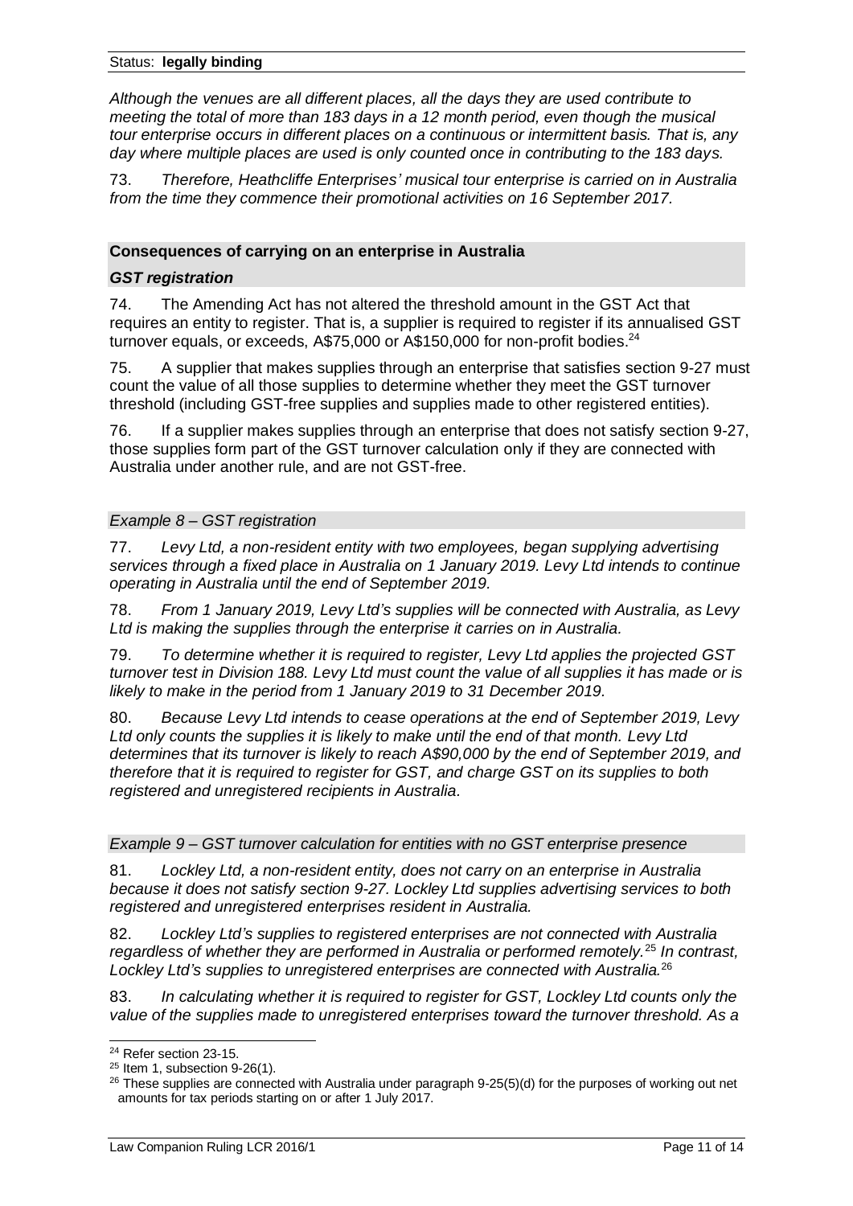*Although the venues are all different places, all the days they are used contribute to meeting the total of more than 183 days in a 12 month period, even though the musical tour enterprise occurs in different places on a continuous or intermittent basis. That is, any day where multiple places are used is only counted once in contributing to the 183 days.*

73. *Therefore, Heathcliffe Enterprises' musical tour enterprise is carried on in Australia from the time they commence their promotional activities on 16 September 2017.*

## Consequences of carrying on an enterprise in Australia

### *GST registration*

74. The Amending Act has not altered the threshold amount in the GST Act that requires an entity to register. That is, a supplier is required to register if its annualised GST turnover equals, or exceeds, A$75,000 or A$150,000 for non-profit bodies.[24]

75. A supplier that makes supplies through an enterprise that satisfies section 9-27 must count the value of all those supplies to determine whether they meet the GST turnover threshold (including GST-free supplies and supplies made to other registered entities).

76. If a supplier makes supplies through an enterprise that does not satisfy section 9-27, those supplies form part of the GST turnover calculation only if they are connected with Australia under another rule, and are not GST-free.

#### *Example 8 – GST registration*

77. *Levy Ltd, a non-resident entity with two employees, began supplying advertising services through a fixed place in Australia on 1 January 2019. Levy Ltd intends to continue operating in Australia until the end of September 2019.*

78. *From 1 January 2019, Levy Ltd's supplies will be connected with Australia, as Levy Ltd is making the supplies through the enterprise it carries on in Australia.*

79. *To determine whether it is required to register, Levy Ltd applies the projected GST turnover test in Division 188. Levy Ltd must count the value of all supplies it has made or is likely to make in the period from 1 January 2019 to 31 December 2019.*

80. *Because Levy Ltd intends to cease operations at the end of September 2019, Levy Ltd only counts the supplies it is likely to make until the end of that month. Levy Ltd determines that its turnover is likely to reach A$90,000 by the end of September 2019, and therefore that it is required to register for GST, and charge GST on its supplies to both registered and unregistered recipients in Australia.*

#### *Example 9 – GST turnover calculation for entities with no GST enterprise presence*

81. *Lockley Ltd, a non-resident entity, does not carry on an enterprise in Australia because it does not satisfy section 9-27. Lockley Ltd supplies advertising services to both registered and unregistered enterprises resident in Australia.*

82. *Lockley Ltd's supplies to registered enterprises are not connected with Australia regardless of whether they are performed in Australia or performed remotely.*[25] *In contrast, Lockley Ltd's supplies to unregistered enterprises are connected with Australia.*[26]

83. *In calculating whether it is required to register for GST, Lockley Ltd counts only the value of the supplies made to unregistered enterprises toward the turnover threshold. As a*

---

[24] Refer section 23-15.

[25] Item 1, subsection 9-26(1).

[26] These supplies are connected with Australia under paragraph 9-25(5)(d) for the purposes of working out net amounts for tax periods starting on or after 1 July 2017.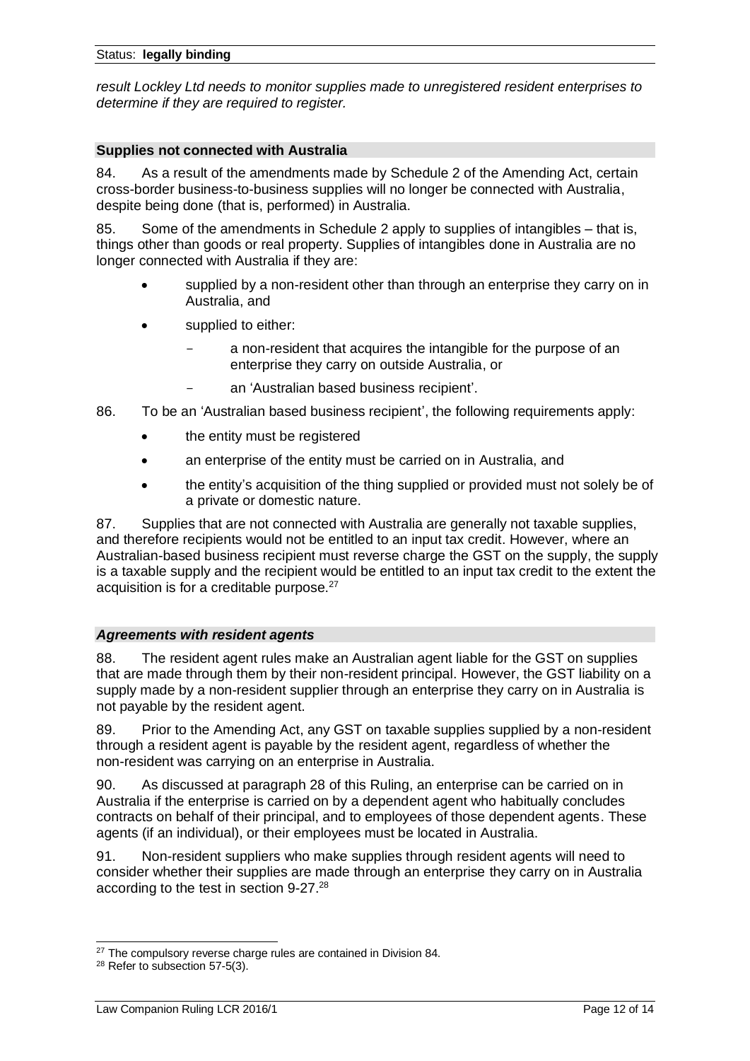*result Lockley Ltd needs to monitor supplies made to unregistered resident enterprises to determine if they are required to register.*

### Supplies not connected with Australia

84. As a result of the amendments made by Schedule 2 of the Amending Act, certain cross-border business-to-business supplies will no longer be connected with Australia, despite being done (that is, performed) in Australia.

85. Some of the amendments in Schedule 2 apply to supplies of intangibles – that is, things other than goods or real property. Supplies of intangibles done in Australia are no longer connected with Australia if they are:

- supplied by a non-resident other than through an enterprise they carry on in Australia, and
- supplied to either:
  - a non-resident that acquires the intangible for the purpose of an enterprise they carry on outside Australia, or
  - an 'Australian based business recipient'.

86. To be an 'Australian based business recipient', the following requirements apply:

- the entity must be registered
- an enterprise of the entity must be carried on in Australia, and
- the entity's acquisition of the thing supplied or provided must not solely be of a private or domestic nature.

87. Supplies that are not connected with Australia are generally not taxable supplies, and therefore recipients would not be entitled to an input tax credit. However, where an Australian-based business recipient must reverse charge the GST on the supply, the supply is a taxable supply and the recipient would be entitled to an input tax credit to the extent the acquisition is for a creditable purpose.[27]

### *Agreements with resident agents*

88. The resident agent rules make an Australian agent liable for the GST on supplies that are made through them by their non-resident principal. However, the GST liability on a supply made by a non-resident supplier through an enterprise they carry on in Australia is not payable by the resident agent.

89. Prior to the Amending Act, any GST on taxable supplies supplied by a non-resident through a resident agent is payable by the resident agent, regardless of whether the non-resident was carrying on an enterprise in Australia.

90. As discussed at paragraph 28 of this Ruling, an enterprise can be carried on in Australia if the enterprise is carried on by a dependent agent who habitually concludes contracts on behalf of their principal, and to employees of those dependent agents. These agents (if an individual), or their employees must be located in Australia.

91. Non-resident suppliers who make supplies through resident agents will need to consider whether their supplies are made through an enterprise they carry on in Australia according to the test in section 9-27.[28]

---

[27] The compulsory reverse charge rules are contained in Division 84.

[28] Refer to subsection 57-5(3).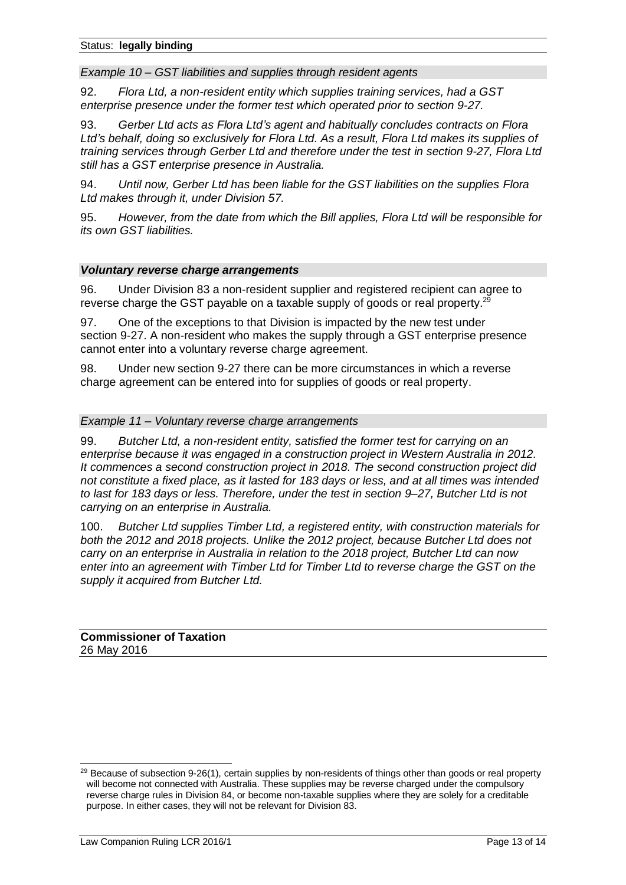*Example 10 – GST liabilities and supplies through resident agents*

92. *Flora Ltd, a non-resident entity which supplies training services, had a GST enterprise presence under the former test which operated prior to section 9-27.*

93. *Gerber Ltd acts as Flora Ltd's agent and habitually concludes contracts on Flora Ltd's behalf, doing so exclusively for Flora Ltd. As a result, Flora Ltd makes its supplies of training services through Gerber Ltd and therefore under the test in section 9-27, Flora Ltd still has a GST enterprise presence in Australia.*

94. *Until now, Gerber Ltd has been liable for the GST liabilities on the supplies Flora Ltd makes through it, under Division 57.*

95. *However, from the date from which the Bill applies, Flora Ltd will be responsible for its own GST liabilities.*

***Voluntary reverse charge arrangements***

96. Under Division 83 a non-resident supplier and registered recipient can agree to reverse charge the GST payable on a taxable supply of goods or real property.[29]

97. One of the exceptions to that Division is impacted by the new test under section 9-27. A non-resident who makes the supply through a GST enterprise presence cannot enter into a voluntary reverse charge agreement.

98. Under new section 9-27 there can be more circumstances in which a reverse charge agreement can be entered into for supplies of goods or real property.

*Example 11 – Voluntary reverse charge arrangements*

99. *Butcher Ltd, a non-resident entity, satisfied the former test for carrying on an enterprise because it was engaged in a construction project in Western Australia in 2012. It commences a second construction project in 2018. The second construction project did not constitute a fixed place, as it lasted for 183 days or less, and at all times was intended to last for 183 days or less. Therefore, under the test in section 9–27, Butcher Ltd is not carrying on an enterprise in Australia.*

100. *Butcher Ltd supplies Timber Ltd, a registered entity, with construction materials for both the 2012 and 2018 projects. Unlike the 2012 project, because Butcher Ltd does not carry on an enterprise in Australia in relation to the 2018 project, Butcher Ltd can now enter into an agreement with Timber Ltd for Timber Ltd to reverse charge the GST on the supply it acquired from Butcher Ltd.*

**Commissioner of Taxation**
26 May 2016

---

[29] Because of subsection 9-26(1), certain supplies by non-residents of things other than goods or real property will become not connected with Australia. These supplies may be reverse charged under the compulsory reverse charge rules in Division 84, or become non-taxable supplies where they are solely for a creditable purpose. In either cases, they will not be relevant for Division 83.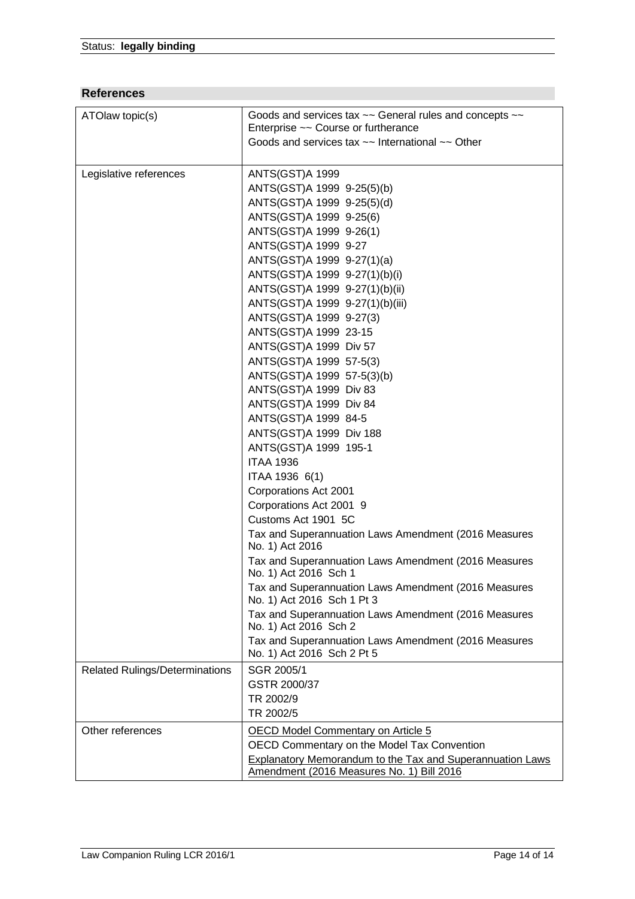## References

| | |
|---|---|
| ATOlaw topic(s) | Goods and services tax ~~ General rules and concepts ~~ Enterprise ~~ Course or furtherance<br>Goods and services tax ~~ International ~~ Other |
| Legislative references | ANTS(GST)A 1999<br>ANTS(GST)A 1999 9-25(5)(b)<br>ANTS(GST)A 1999 9-25(5)(d)<br>ANTS(GST)A 1999 9-25(6)<br>ANTS(GST)A 1999 9-26(1)<br>ANTS(GST)A 1999 9-27<br>ANTS(GST)A 1999 9-27(1)(a)<br>ANTS(GST)A 1999 9-27(1)(b)(i)<br>ANTS(GST)A 1999 9-27(1)(b)(ii)<br>ANTS(GST)A 1999 9-27(1)(b)(iii)<br>ANTS(GST)A 1999 9-27(3)<br>ANTS(GST)A 1999 23-15<br>ANTS(GST)A 1999 Div 57<br>ANTS(GST)A 1999 57-5(3)<br>ANTS(GST)A 1999 57-5(3)(b)<br>ANTS(GST)A 1999 Div 83<br>ANTS(GST)A 1999 Div 84<br>ANTS(GST)A 1999 84-5<br>ANTS(GST)A 1999 Div 188<br>ANTS(GST)A 1999 195-1<br>ITAA 1936<br>ITAA 1936 6(1)<br>Corporations Act 2001<br>Corporations Act 2001 9<br>Customs Act 1901 5C<br>Tax and Superannuation Laws Amendment (2016 Measures No. 1) Act 2016<br>Tax and Superannuation Laws Amendment (2016 Measures No. 1) Act 2016 Sch 1<br>Tax and Superannuation Laws Amendment (2016 Measures No. 1) Act 2016 Sch 1 Pt 3<br>Tax and Superannuation Laws Amendment (2016 Measures No. 1) Act 2016 Sch 2<br>Tax and Superannuation Laws Amendment (2016 Measures No. 1) Act 2016 Sch 2 Pt 5 |
| Related Rulings/Determinations | SGR 2005/1<br>GSTR 2000/37<br>TR 2002/9<br>TR 2002/5 |
| Other references | OECD Model Commentary on Article 5<br>OECD Commentary on the Model Tax Convention<br>Explanatory Memorandum to the Tax and Superannuation Laws Amendment (2016 Measures No. 1) Bill 2016 |